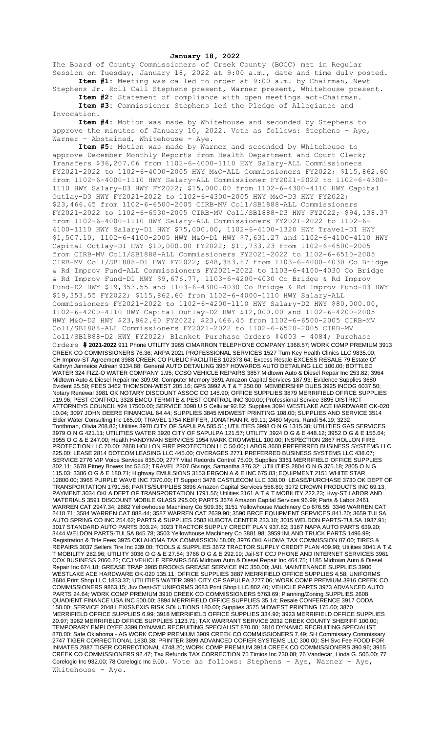**January 18, 2022**

The Board of County Commissioners of Creek County (BOCC) met in Regular Session on Tuesday, January 18, 2022 at 9:00 a.m., date and time duly posted.

**Item #1:** Meeting was called to order at 9:00 a.m. by Chairman, Newt Stephens Jr. Roll Call Stephens present, Warner present, Whitehouse present.

**Item #2:** Statement of compliance with open meetings act-Chairman.

**Item #3:** Commissioner Stephens led the Pledge of Allegiance and Invocation.

**Item #4:** Motion was made by Whitehouse and seconded by Stephens to approve the minutes of January 10, 2022. Vote as follows: Stephens – Aye, Warner – Abstained, Whitehouse - Aye.

**Item #5:** Motion was made by Warner and seconded by Whitehouse to approve December Monthly Reports from Health Department and Court Clerk; Transfers $36,207.06 from 1102-6-4000-1110 HWY Salary-ALL Commissioners FY2021-2022 to 1102-6-4000-2005 HWY M&O-ALL Commissioners FY2022; $115,862.60 from 1102-6-4000-1110 HWY Salary-ALL Commissioner FY2021-2022 to 1102-6-4300-1110 HWY Salary-D3 HWY FY2022; $15,000.00 from 1102-6-4300-4110 HWY Capital Outlay-D3 HWY FY2021-2022 to 1102-6-4300-2005 HWY M&O-D3 HWY FY2022; $23,466.45 from 1102-6-6500-2005 CIRB-MV Coll/SB1888-ALL Commissioners FY2021-2022 to 1102-6-6530-2005 CIRB-MV Coll/SB1888-D3 HWY FY2022; $94,138.37 from 1102-6-4000-1110 HWY Salary-ALL Commissioners FY2021-2022 to 1102-6-4100-1110 HWY Salary-D1 HWY $75,000.00, 1102-6-4100-1320 HWY Travel-D1 HWY $1,507.10, 1102-6-4100-2005 HWY M&O-D1 HWY $7,631.27 and 1102-6-4100-4110 HWY Capital Outlay-D1 HWY $10,000.00 FY2022; $11,733.23 from 1102-6-6500-2005 from CIRB-MV Coll/SB1888-ALL Commissioners FY2021-2022 to 1102-6-6510-2005 CIRB-MV Coll/SB1888-D1 HWY FY2022; $48,383.87 from 1103-6-4000-4030 Co Bridge & Rd Improv Fund-ALL Commissioners FY2021-2022 to 1103-6-4100-4030 Co Bridge & Rd Improv Fund-D1 HWY $9,676.77, 1103-6-4200-4030 Co Bridge & Rd Improv Fund-D2 HWY $19,353.55 and 1103-6-4300-4030 Co Bridge & Rd Improv Fund-D3 HWY $19,353.55 FY2022; $115,862.60 from 1102-6-4000-1110 HWY Salary-ALL Commissioners FY2021-2022 to 1102-6-4200-1110 HWY Salary-D2 HWY $80,000.00, 1102-6-4200-4110 HWY Capital Outlay-D2 HWY $12,000.00 and 1102-6-4200-2005 HWY M&O-D2 HWY $23,862.60 FY2022; $23,466.45 from 1102-6-6500-2005 CIRB-MV Coll/SB1888-ALL Commissioners FY2021-2022 to 1102-6-6520-2005 CIRB-MV Coll/SB1888-D2 HWY FY2022; Blanket Purchase Orders #4003 - 4084; Purchase Orders **# 2021-2022** 911 Phone UTILITY 3965 CIMARRON TELEPHONE COMPANY 1368.57; WORK COMP PREMIUM 3913 CREEK CO COMMISSIONERS 76.36; ARPA 2021 PROFESSIONAL SERVICES 1527 Turn Key Health Clinics LLC 9835.00; CH Improv-ST Agreement 3988 CREEK CO PUBLIC FACILITIES 102373.64; Excess Resale EXCESS RESALE 79 Estate Of Kathryn Janneice Adrean 9134.88; General AUTO DETAILING 3967 HOWARDS AUTO DETAILING LLC 100.00; BOTTLED WATER 324 FIZZ-O WATER COMPANY 1.95; CCSO VEHICLE REPAIRS 3857 Midtown Auto & Diesel Repair Inc 253.82; 3964 Midtown Auto & Diesel Repair Inc 309.98; Computer Memory 3891 Amazon Capital Services 187.93; Evidence Supplies 3680 Evident 25.50; FEES 3462 THOMSON-WEST 205.16; GPS 3992 A T & T 250.00; MEMBERSHIP DUES 3925 INCOG 6037.50; Notary Renewal 3981 OK NOTARY DISCOUNT ASSOC CO 145.90; OFFICE SUPPLIES 3879 MERRIFIELD OFFICE SUPPLIES 119.96; PEST CONTROL 3328 EMCO TERMITE & PEST CONTROL INC 300.00; Professional Service 3895 DISTRICT ATTORNEYS COUNCIL #24 17500.00; SERVICE 3098 U S Cellular 92.82; Supplies 3094 WESTLAKE ACE HARDWARE OK-020 10.04; 3097 JOHN DEERE FINANCIAL 64.44; SUPPLIES 3845 MIDWEST PRINTING 108.00; SUPPLIES AND SERVICE 3514 Elder Water Consulting Inc 165.00; TRAVEL 1754 KEIFFER, JONATHAN R. 69.11; 2480 Myers, Randi 54.19; 3232 Toothman, Olivia 208.82; Utilities 3978 CITY OF SAPULPA 585.51; UTILITIES 3998 O N G 1315.30; UTILITIES GAS SERVICES 3979 O N G 421.11; UTILITIES WATER 3920 CITY OF SAPULPA 121.57; UTILITY 3924 O G & E 448.12; 3952 O G & E 156.64; 3955 O G & E 247.00; Health HANDYMAN SERVICES 1954 MARK CROMWELL 100.00; INSPECTION 2867 HOLLON FIRE PROTECTION LLC 70.00; 2868 HOLLON FIRE PROTECTION LLC 50.00; LABOR 3600 PREFERRED BUSINESS SYSTEMS LLC 225.00; LEASE 2814 DOTCOM LEASING LLC 445.00; OVERAGES 2771 PREFERRED BUSINESS SYSTEMS LLC 438.07; SERVICE 2776 VIP Voice Services 835.00; 2777 Vital Records Control 75.00; Supplies 3361 MERRIFIELD OFFICE SUPPLIES 302.11; 3678 Pitney Bowes Inc 56.52; TRAVEL 2307 Givings, Samantha 376.32; UTILITIES 2804 O N G 375.18; 2805 O N G 115.03; 3386 O G & E 180.71; Highway EMULSIONS 3153 ERGON A & E INC 675.83; EQUIPMENT 2151 WHITE STAR 12800.00; 3966 PURPLE WAVE INC 7370.00; IT Support 3478 CASTLECOM LLC 330.00; LEASE/PURCHASE 3730 OK DEPT OF TRANSPORTATION 1791.56; PARTS/SUPPLIES 3896 Amazon Capital Services 556.89; 3972 CROWN PRODUCTS INC 69.13; PAYMENT 3034 OKLA DEPT OF TRANSPORTATION 1791.56; Utilities 3161 A T & T MOBILITY 222.23; Hwy-ST LABOR AND MATERIALS 3591 DISCOUNT MOBILE GLASS 295.00; PARTS 3674 Amazon Capital Services 96.99; Parts & Labor 2461 WARREN CAT 2947.34; 2882 Yellowhouse Machinery Co 509.36; 3151 Yellowhouse Machinery Co 676.55; 3346 WARREN CAT 2418.71; 3584 WARREN CAT 888.44; 3587 WARREN CAT 2639.90; 3590 BRCE EQUIPMENT SERVICES 841.20; 3659 TULSA AUTO SPRING CO INC 254.62; PARTS & SUPPLIES 2583 KUBOTA CENTER 233.10; 3015 WELDON PARTS-TULSA 1937.91; 3017 STANDARD AUTO PARTS 303.24; 3023 TRACTOR SUPPLY CREDIT PLAN 937.82; 3167 NAPA AUTO PARTS 639.20; 3444 WELDON PARTS-TULSA 845.78; 3503 Yellowhouse Machinery Co 3881.98; 3959 INLAND TRUCK PARTS 1496.99; Registration & Title Fees 3975 OKLAHOMA TAX COMMISSION 58.00; 3976 OKLAHOMA TAX COMMISSION 87.00; TIRES & REPAIRS 3037 Sellers Tire Inc 239.00; TOOLS & SUPPLIES 3672 TRACTOR SUPPLY CREDIT PLAN 409.98; Utilities 3041 A T & T MOBILITY 282.96; UTILITY 3036 O G & E 27.54; 3766 O G & E 292.19; Jail-ST CCJ PHONE AND INTERNET SERVICES 3961 COX BUSINESS 2060.22; CCJ VEHICLE REPAIRS 566 Midtown Auto & Diesel Repair Inc 464.75; 1185 Midtown Auto & Diesel Repair Inc 674.18; GREASE TRAP 3985 BROOKS GREASE SERVICE INC 350.00; JAIL MAINTENANCE SUPPLIES 3900 WESTLAKE ACE HARDWARE OK-020 135.11; OFFICE SUPPLIES 3887 MERRIFIELD OFFICE SUPPLIES 4.58; UNIFORMS 3684 Print Shop LLC 1833.37; UTILITIES WATER 3991 CITY OF SAPULPA 2277.06; WORK COMP PREMIUM 3916 CREEK CO COMMISSIONERS 9863.15; Juv Dent-ST UNIFORMS 3683 Print Shop LLC 802.40; VEHICLE PARTS 3973 ADVANCED AUTO PARTS 24.64; WORK COMP PREMIUM 3910 CREEK CO COMMISSIONERS 5763.69; Planning/Zoning SUPPLIES 2608 QUADIENT FINANCE USA INC 500.00; 3894 MERRIFIELD OFFICE SUPPLIES 35.14; Resale CONFERENCE 3917 CODA 150.00; SERVICE 2048 LEXISNEXIS RISK SOLUTIONS 180.00; Supplies 3575 MIDWEST PRINTING 175.00; 3870 MERRIFIELD OFFICE SUPPLIES 6.99; 3918 MERRIFIELD OFFICE SUPPLIES 334.92; 3923 MERRIFIELD OFFICE SUPPLIES 20.97; 3962 MERRIFIELD OFFICE SUPPLIES 1123.71; TAX WARRANT SERVICE 2032 CREEK COUNTY SHERIFF 100.00; TEMPORARY EMPLOYEE 3399 DYNAMIC RECRUITING SPECIALIST 870.00; 3810 DYNAMIC RECRUITING SPECIALIST 870.00; Safe Oklahoma - AG WORK COMP PREMIUM 3909 CREEK CO COMMISSIONERS 7.49; SH Commissary Commissary 2747 TIGER CORRECTIONAL 1830.38; PRINTER 3899 ADVANCED COPIER SYSTEMS LLC 300.00; SH Svc Fee FOOD FOR INMATES 2887 TIGER CORRECTIONAL 4748.20; WORK COMP PREMIUM 3914 CREEK CO COMMISSIONERS 390.96; 3915 CREEK CO COMMISSIONERS 92.47; Tax Refunds TAX CORRECTION 75 Timios Inc 730.08; 76 Vandecar, Linda G. 505.00; 77 Corelogic Inc 932.00; 78 Corelogic Inc 9.00. Vote as follows: Stephens – Aye, Warner – Aye, Whitehouse - Aye.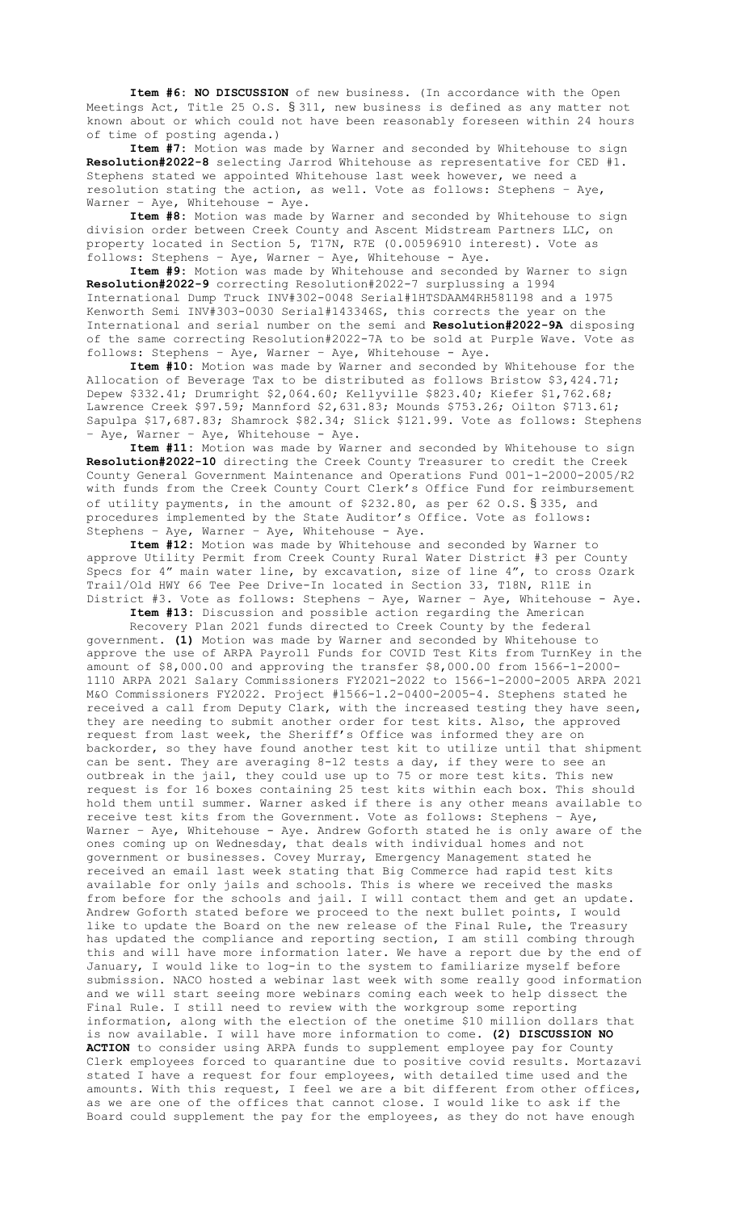**Item #6: NO DISCUSSION** of new business. (In accordance with the Open Meetings Act, Title 25 O.S. § 311, new business is defined as any matter not known about or which could not have been reasonably foreseen within 24 hours of time of posting agenda.)

**Item #7:** Motion was made by Warner and seconded by Whitehouse to sign **Resolution#2022-8** selecting Jarrod Whitehouse as representative for CED #1. Stephens stated we appointed Whitehouse last week however, we need a resolution stating the action, as well. Vote as follows: Stephens – Aye, Warner – Aye, Whitehouse - Aye.

**Item #8:** Motion was made by Warner and seconded by Whitehouse to sign division order between Creek County and Ascent Midstream Partners LLC, on property located in Section 5, T17N, R7E (0.00596910 interest). Vote as follows: Stephens – Aye, Warner – Aye, Whitehouse - Aye.

**Item #9:** Motion was made by Whitehouse and seconded by Warner to sign **Resolution#2022-9** correcting Resolution#2022-7 surplussing a 1994 International Dump Truck INV#302-0048 Serial#1HTSDAAM4RH581198 and a 1975 Kenworth Semi INV#303-0030 Serial#143346S, this corrects the year on the International and serial number on the semi and **Resolution#2022-9A** disposing of the same correcting Resolution#2022-7A to be sold at Purple Wave. Vote as follows: Stephens – Aye, Warner – Aye, Whitehouse - Aye.

**Item #10:** Motion was made by Warner and seconded by Whitehouse for the Allocation of Beverage Tax to be distributed as follows Bristow $3,424.71; Depew $332.41; Drumright $2,064.60; Kellyville $823.40; Kiefer $1,762.68; Lawrence Creek $97.59; Mannford $2,631.83; Mounds $753.26; Oilton $713.61; Sapulpa $17,687.83; Shamrock $82.34; Slick $121.99. Vote as follows: Stephens – Aye, Warner – Aye, Whitehouse - Aye.

**Item #11:** Motion was made by Warner and seconded by Whitehouse to sign **Resolution#2022-10** directing the Creek County Treasurer to credit the Creek County General Government Maintenance and Operations Fund 001-1-2000-2005/R2 with funds from the Creek County Court Clerk's Office Fund for reimbursement of utility payments, in the amount of $232.80, as per 62 O.S. § 335, and procedures implemented by the State Auditor's Office. Vote as follows: Stephens – Aye, Warner – Aye, Whitehouse - Aye.

**Item #12:** Motion was made by Whitehouse and seconded by Warner to approve Utility Permit from Creek County Rural Water District #3 per County Specs for 4" main water line, by excavation, size of line 4", to cross Ozark Trail/Old HWY 66 Tee Pee Drive-In located in Section 33, T18N, R11E in District #3. Vote as follows: Stephens – Aye, Warner – Aye, Whitehouse - Aye.

**Item #13:** Discussion and possible action regarding the American Recovery Plan 2021 funds directed to Creek County by the federal government. **(1)** Motion was made by Warner and seconded by Whitehouse to approve the use of ARPA Payroll Funds for COVID Test Kits from TurnKey in the amount of $8,000.00 and approving the transfer $8,000.00 from 1566-1-2000-1110 ARPA 2021 Salary Commissioners FY2021-2022 to 1566-1-2000-2005 ARPA 2021 M&O Commissioners FY2022. Project #1566-1.2-0400-2005-4. Stephens stated he received a call from Deputy Clark, with the increased testing they have seen, they are needing to submit another order for test kits. Also, the approved request from last week, the Sheriff's Office was informed they are on backorder, so they have found another test kit to utilize until that shipment can be sent. They are averaging 8-12 tests a day, if they were to see an outbreak in the jail, they could use up to 75 or more test kits. This new request is for 16 boxes containing 25 test kits within each box. This should hold them until summer. Warner asked if there is any other means available to receive test kits from the Government. Vote as follows: Stephens – Aye, Warner – Aye, Whitehouse - Aye. Andrew Goforth stated he is only aware of the ones coming up on Wednesday, that deals with individual homes and not government or businesses. Covey Murray, Emergency Management stated he received an email last week stating that Big Commerce had rapid test kits available for only jails and schools. This is where we received the masks from before for the schools and jail. I will contact them and get an update. Andrew Goforth stated before we proceed to the next bullet points, I would like to update the Board on the new release of the Final Rule, the Treasury has updated the compliance and reporting section, I am still combing through this and will have more information later. We have a report due by the end of January, I would like to log-in to the system to familiarize myself before submission. NACO hosted a webinar last week with some really good information and we will start seeing more webinars coming each week to help dissect the Final Rule. I still need to review with the workgroup some reporting information, along with the election of the onetime $10 million dollars that is now available. I will have more information to come. **(2) DISCUSSION NO ACTION** to consider using ARPA funds to supplement employee pay for County Clerk employees forced to quarantine due to positive covid results. Mortazavi stated I have a request for four employees, with detailed time used and the amounts. With this request, I feel we are a bit different from other offices, as we are one of the offices that cannot close. I would like to ask if the Board could supplement the pay for the employees, as they do not have enough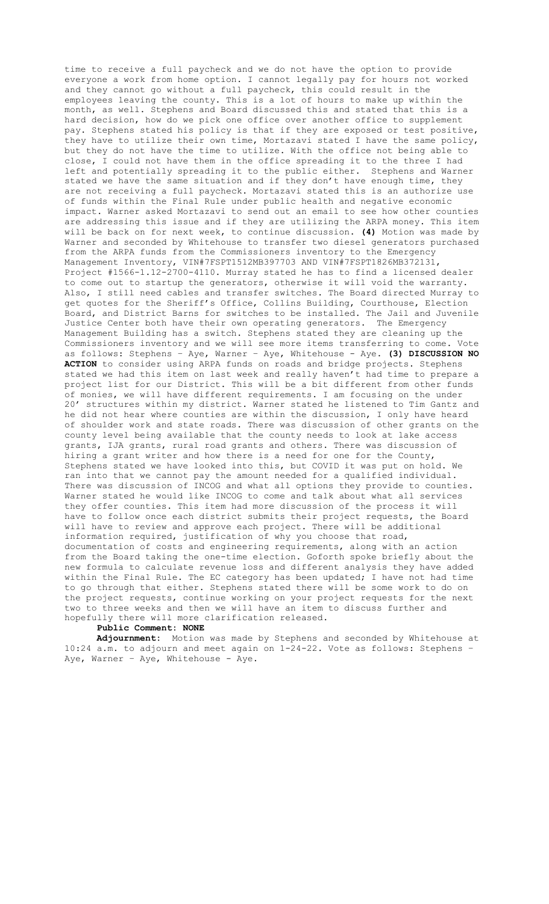time to receive a full paycheck and we do not have the option to provide everyone a work from home option. I cannot legally pay for hours not worked and they cannot go without a full paycheck, this could result in the employees leaving the county. This is a lot of hours to make up within the month, as well. Stephens and Board discussed this and stated that this is a hard decision, how do we pick one office over another office to supplement pay. Stephens stated his policy is that if they are exposed or test positive, they have to utilize their own time, Mortazavi stated I have the same policy, but they do not have the time to utilize. With the office not being able to close, I could not have them in the office spreading it to the three I had left and potentially spreading it to the public either. Stephens and Warner stated we have the same situation and if they don't have enough time, they are not receiving a full paycheck. Mortazavi stated this is an authorize use of funds within the Final Rule under public health and negative economic impact. Warner asked Mortazavi to send out an email to see how other counties are addressing this issue and if they are utilizing the ARPA money. This item will be back on for next week, to continue discussion. **(4)** Motion was made by Warner and seconded by Whitehouse to transfer two diesel generators purchased from the ARPA funds from the Commissioners inventory to the Emergency Management Inventory, VIN#7FSPT1512MB397703 AND VIN#7FSPT1826MB372131, Project #1566-1.12-2700-4110. Murray stated he has to find a licensed dealer to come out to startup the generators, otherwise it will void the warranty. Also, I still need cables and transfer switches. The Board directed Murray to get quotes for the Sheriff's Office, Collins Building, Courthouse, Election Board, and District Barns for switches to be installed. The Jail and Juvenile Justice Center both have their own operating generators. The Emergency Management Building has a switch. Stephens stated they are cleaning up the Commissioners inventory and we will see more items transferring to come. Vote as follows: Stephens – Aye, Warner – Aye, Whitehouse - Aye. **(3) DISCUSSION NO ACTION** to consider using ARPA funds on roads and bridge projects. Stephens stated we had this item on last week and really haven't had time to prepare a project list for our District. This will be a bit different from other funds of monies, we will have different requirements. I am focusing on the under 20' structures within my district. Warner stated he listened to Tim Gantz and he did not hear where counties are within the discussion, I only have heard of shoulder work and state roads. There was discussion of other grants on the county level being available that the county needs to look at lake access grants, IJA grants, rural road grants and others. There was discussion of hiring a grant writer and how there is a need for one for the County, Stephens stated we have looked into this, but COVID it was put on hold. We ran into that we cannot pay the amount needed for a qualified individual. There was discussion of INCOG and what all options they provide to counties. Warner stated he would like INCOG to come and talk about what all services they offer counties. This item had more discussion of the process it will have to follow once each district submits their project requests, the Board will have to review and approve each project. There will be additional information required, justification of why you choose that road, documentation of costs and engineering requirements, along with an action from the Board taking the one-time election. Goforth spoke briefly about the new formula to calculate revenue loss and different analysis they have added within the Final Rule. The EC category has been updated; I have not had time to go through that either. Stephens stated there will be some work to do on the project requests, continue working on your project requests for the next two to three weeks and then we will have an item to discuss further and hopefully there will more clarification released.

**Public Comment: NONE**

**Adjournment:** Motion was made by Stephens and seconded by Whitehouse at 10:24 a.m. to adjourn and meet again on 1-24-22. Vote as follows: Stephens – Aye, Warner – Aye, Whitehouse - Aye.